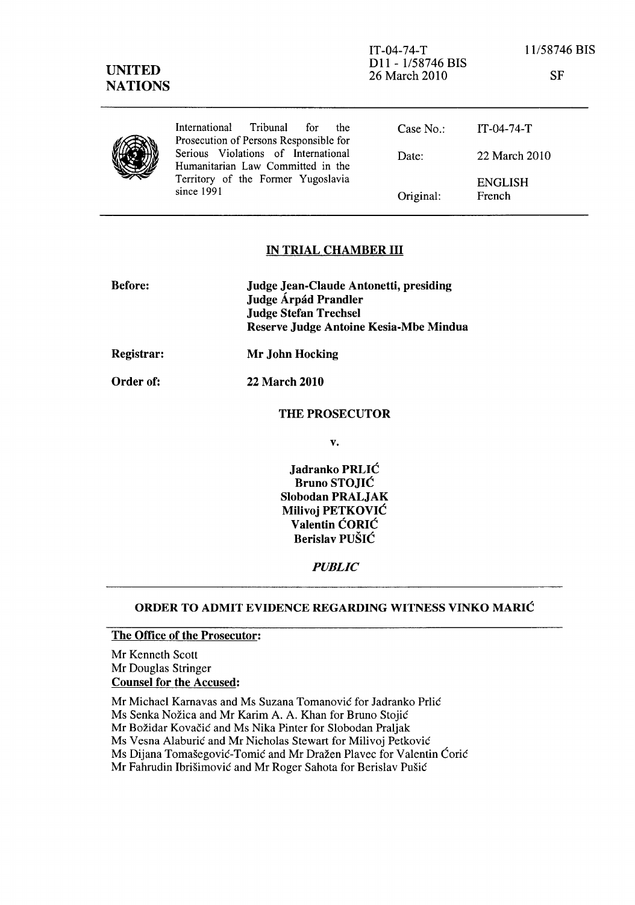IT-04-74-T
D11 - 1/58746 BIS
26 March 2010

11/58746 BIS

SF

**UNITED NATIONS**

| International Tribunal for the Prosecution of Persons Responsible for Serious Violations of International Humanitarian Law Committed in the Territory of the Former Yugoslavia since 1991 | Case No.: | IT-04-74-T |
|---|---|---|
| | Date: | 22 March 2010 |
| | | ENGLISH |
| | Original: | French |

## IN TRIAL CHAMBER III

**Before:** **Judge Jean-Claude Antonetti, presiding**
**Judge Árpád Prandler**
**Judge Stefan Trechsel**
**Reserve Judge Antoine Kesia-Mbe Mindua**

**Registrar:** **Mr John Hocking**

**Order of:** **22 March 2010**

**THE PROSECUTOR**

**v.**

**Jadranko PRLIĆ**
**Bruno STOJIĆ**
**Slobodan PRALJAK**
**Milivoj PETKOVIĆ**
**Valentin ĆORIĆ**
**Berislav PUŠIĆ**

***PUBLIC***

## ORDER TO ADMIT EVIDENCE REGARDING WITNESS VINKO MARIĆ

**The Office of the Prosecutor:**

Mr Kenneth Scott
Mr Douglas Stringer

**Counsel for the Accused:**

Mr Michael Karnavas and Ms Suzana Tomanović for Jadranko Prlić
Ms Senka Nožica and Mr Karim A. A. Khan for Bruno Stojić
Mr Božidar Kovačić and Ms Nika Pinter for Slobodan Praljak
Ms Vesna Alaburić and Mr Nicholas Stewart for Milivoj Petković
Ms Dijana Tomašegović-Tomić and Mr Dražen Plavec for Valentin Ćorić
Mr Fahrudin Ibrišimović and Mr Roger Sahota for Berislav Pušić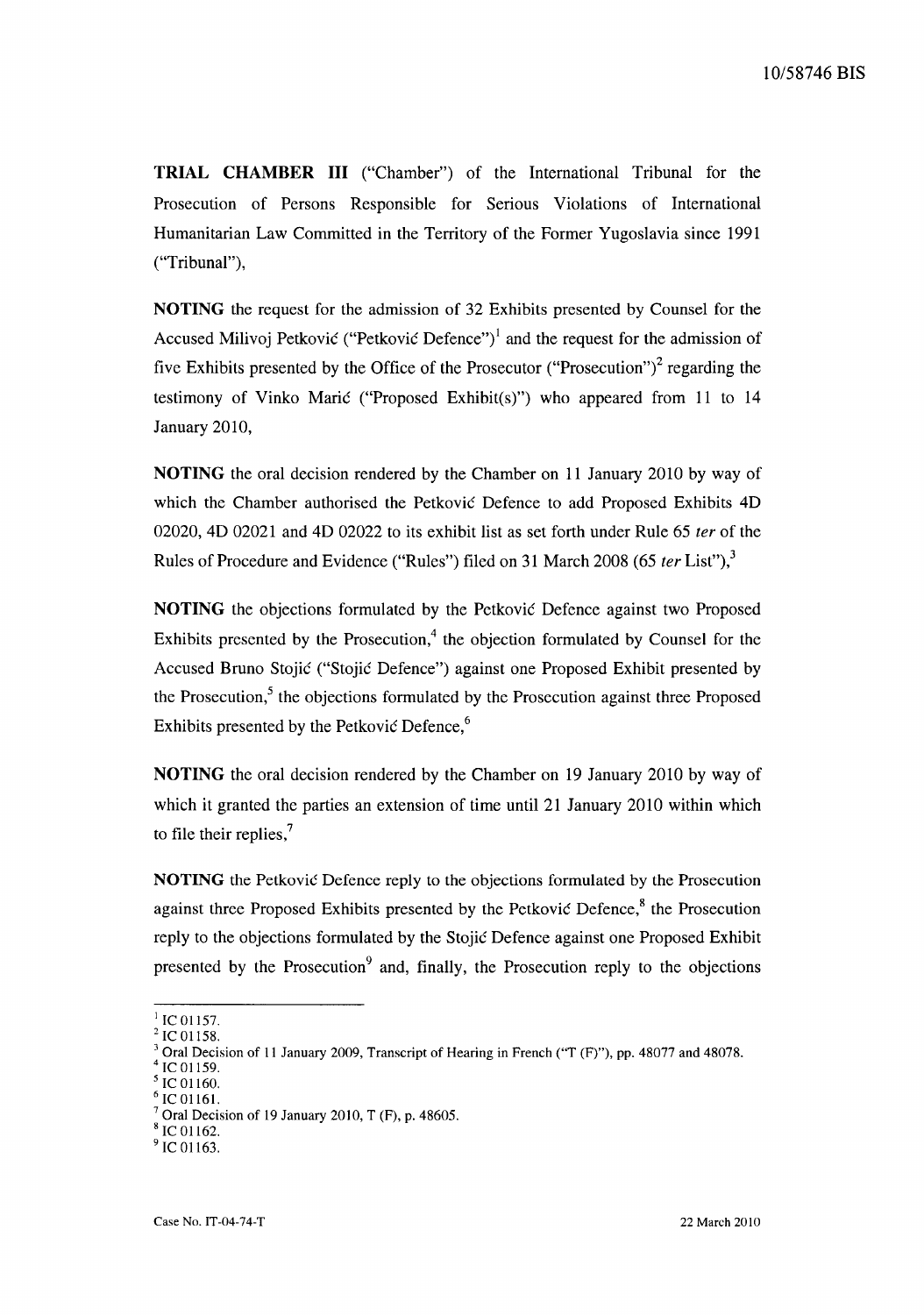**TRIAL CHAMBER III** ("Chamber") of the International Tribunal for the Prosecution of Persons Responsible for Serious Violations of International Humanitarian Law Committed in the Territory of the Former Yugoslavia since 1991 ("Tribunal"),

**NOTING** the request for the admission of 32 Exhibits presented by Counsel for the Accused Milivoj Petković ("Petković Defence")[1] and the request for the admission of five Exhibits presented by the Office of the Prosecutor ("Prosecution")[2] regarding the testimony of Vinko Marić ("Proposed Exhibit(s)") who appeared from 11 to 14 January 2010,

**NOTING** the oral decision rendered by the Chamber on 11 January 2010 by way of which the Chamber authorised the Petković Defence to add Proposed Exhibits 4D 02020, 4D 02021 and 4D 02022 to its exhibit list as set forth under Rule 65 *ter* of the Rules of Procedure and Evidence ("Rules") filed on 31 March 2008 (65 *ter* List"),[3]

**NOTING** the objections formulated by the Petković Defence against two Proposed Exhibits presented by the Prosecution,[4] the objection formulated by Counsel for the Accused Bruno Stojić ("Stojić Defence") against one Proposed Exhibit presented by the Prosecution,[5] the objections formulated by the Prosecution against three Proposed Exhibits presented by the Petković Defence,[6]

**NOTING** the oral decision rendered by the Chamber on 19 January 2010 by way of which it granted the parties an extension of time until 21 January 2010 within which to file their replies,[7]

**NOTING** the Petković Defence reply to the objections formulated by the Prosecution against three Proposed Exhibits presented by the Petković Defence,[8] the Prosecution reply to the objections formulated by the Stojić Defence against one Proposed Exhibit presented by the Prosecution[9] and, finally, the Prosecution reply to the objections

---

[1] IC 01157.
[2] IC 01158.
[3] Oral Decision of 11 January 2009, Transcript of Hearing in French ("T (F)"), pp. 48077 and 48078.
[4] IC 01159.
[5] IC 01160.
[6] IC 01161.
[7] Oral Decision of 19 January 2010, T (F), p. 48605.
[8] IC 01162.
[9] IC 01163.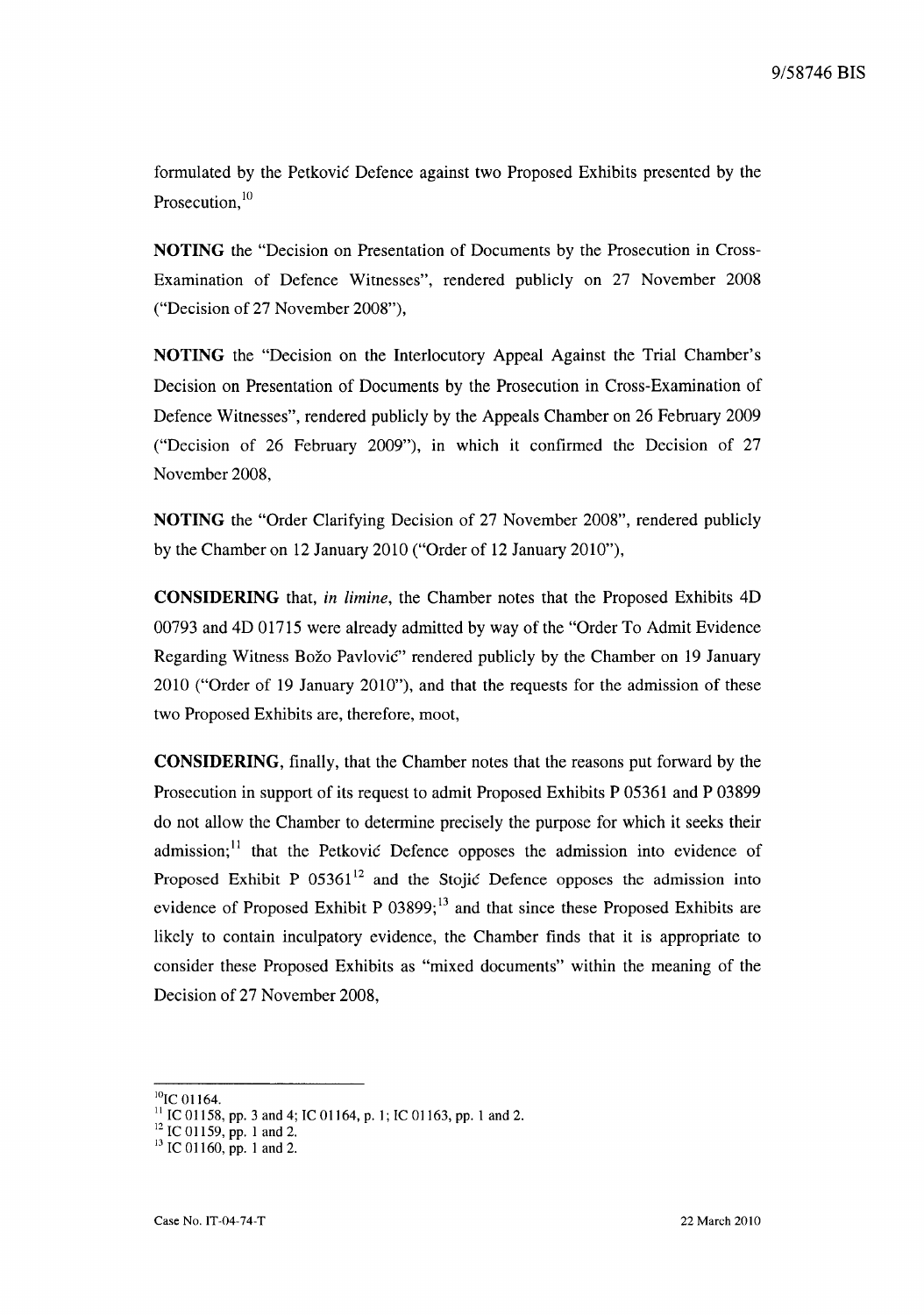formulated by the Petković Defence against two Proposed Exhibits presented by the Prosecution,[10]

**NOTING** the "Decision on Presentation of Documents by the Prosecution in Cross-Examination of Defence Witnesses", rendered publicly on 27 November 2008 ("Decision of 27 November 2008"),

**NOTING** the "Decision on the Interlocutory Appeal Against the Trial Chamber's Decision on Presentation of Documents by the Prosecution in Cross-Examination of Defence Witnesses", rendered publicly by the Appeals Chamber on 26 February 2009 ("Decision of 26 February 2009"), in which it confirmed the Decision of 27 November 2008,

**NOTING** the "Order Clarifying Decision of 27 November 2008", rendered publicly by the Chamber on 12 January 2010 ("Order of 12 January 2010"),

**CONSIDERING** that, *in limine*, the Chamber notes that the Proposed Exhibits 4D 00793 and 4D 01715 were already admitted by way of the "Order To Admit Evidence Regarding Witness Božo Pavlović" rendered publicly by the Chamber on 19 January 2010 ("Order of 19 January 2010"), and that the requests for the admission of these two Proposed Exhibits are, therefore, moot,

**CONSIDERING**, finally, that the Chamber notes that the reasons put forward by the Prosecution in support of its request to admit Proposed Exhibits P 05361 and P 03899 do not allow the Chamber to determine precisely the purpose for which it seeks their admission;[11] that the Petković Defence opposes the admission into evidence of Proposed Exhibit P 05361[12] and the Stojić Defence opposes the admission into evidence of Proposed Exhibit P 03899;[13] and that since these Proposed Exhibits are likely to contain inculpatory evidence, the Chamber finds that it is appropriate to consider these Proposed Exhibits as "mixed documents" within the meaning of the Decision of 27 November 2008,

---

[10] IC 01164.

[11] IC 01158, pp. 3 and 4; IC 01164, p. 1; IC 01163, pp. 1 and 2.

[12] IC 01159, pp. 1 and 2.

[13] IC 01160, pp. 1 and 2.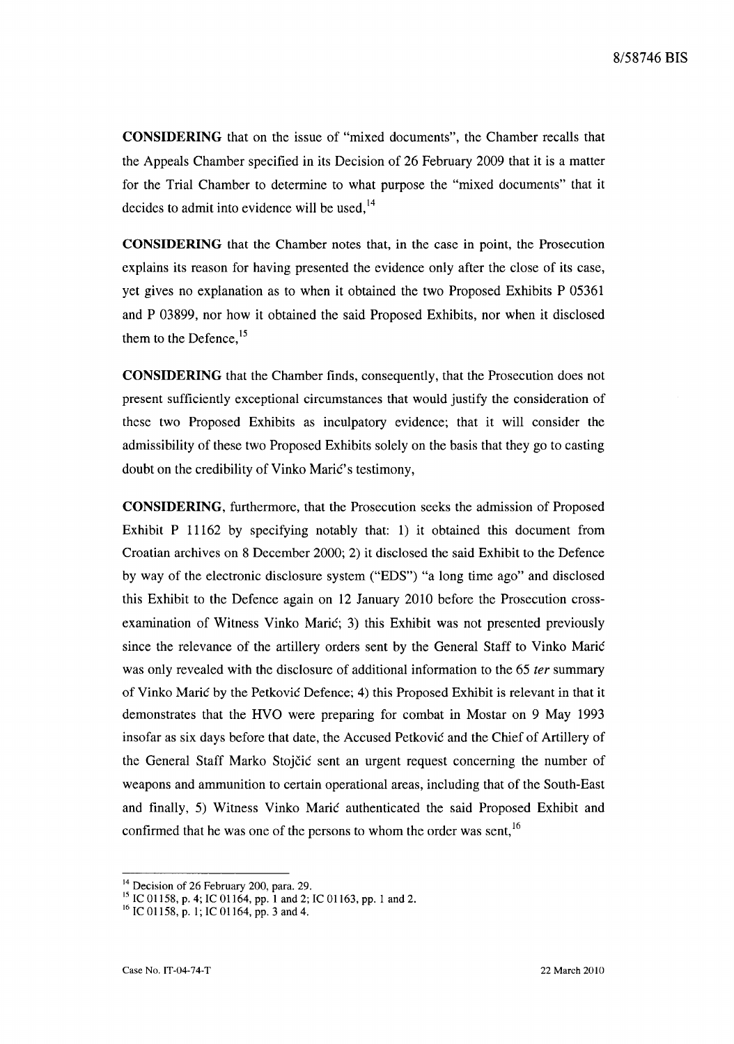**CONSIDERING** that on the issue of "mixed documents", the Chamber recalls that the Appeals Chamber specified in its Decision of 26 February 2009 that it is a matter for the Trial Chamber to determine to what purpose the "mixed documents" that it decides to admit into evidence will be used,[14]

**CONSIDERING** that the Chamber notes that, in the case in point, the Prosecution explains its reason for having presented the evidence only after the close of its case, yet gives no explanation as to when it obtained the two Proposed Exhibits P 05361 and P 03899, nor how it obtained the said Proposed Exhibits, nor when it disclosed them to the Defence,[15]

**CONSIDERING** that the Chamber finds, consequently, that the Prosecution does not present sufficiently exceptional circumstances that would justify the consideration of these two Proposed Exhibits as inculpatory evidence; that it will consider the admissibility of these two Proposed Exhibits solely on the basis that they go to casting doubt on the credibility of Vinko Marić's testimony,

**CONSIDERING**, furthermore, that the Prosecution seeks the admission of Proposed Exhibit P 11162 by specifying notably that: 1) it obtained this document from Croatian archives on 8 December 2000; 2) it disclosed the said Exhibit to the Defence by way of the electronic disclosure system ("EDS") "a long time ago" and disclosed this Exhibit to the Defence again on 12 January 2010 before the Prosecution cross-examination of Witness Vinko Marić; 3) this Exhibit was not presented previously since the relevance of the artillery orders sent by the General Staff to Vinko Marić was only revealed with the disclosure of additional information to the 65 *ter* summary of Vinko Marić by the Petković Defence; 4) this Proposed Exhibit is relevant in that it demonstrates that the HVO were preparing for combat in Mostar on 9 May 1993 insofar as six days before that date, the Accused Petković and the Chief of Artillery of the General Staff Marko Stojčić sent an urgent request concerning the number of weapons and ammunition to certain operational areas, including that of the South-East and finally, 5) Witness Vinko Marić authenticated the said Proposed Exhibit and confirmed that he was one of the persons to whom the order was sent,[16]

---

[14] Decision of 26 February 200, para. 29.

[15] IC 01158, p. 4; IC 01164, pp. 1 and 2; IC 01163, pp. 1 and 2.

[16] IC 01158, p. 1; IC 01164, pp. 3 and 4.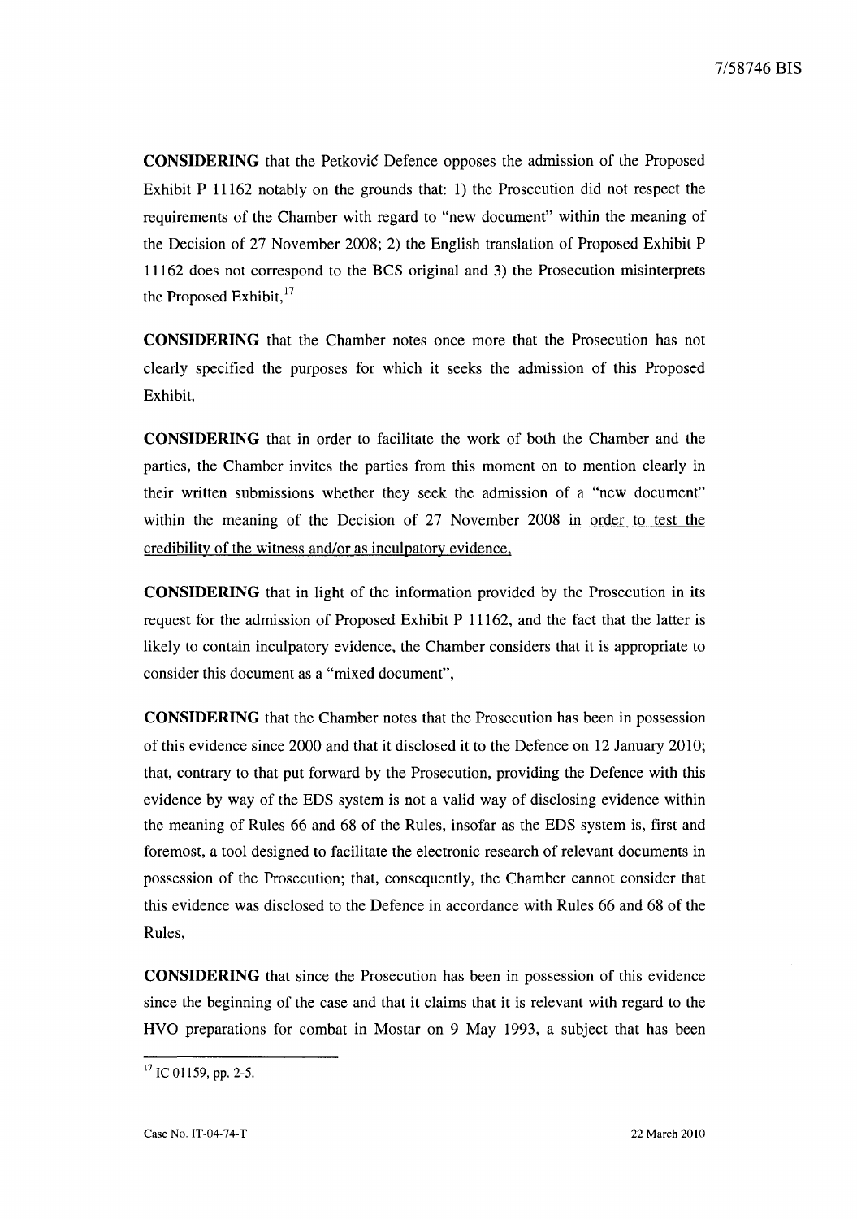**CONSIDERING** that the Petković Defence opposes the admission of the Proposed Exhibit P 11162 notably on the grounds that: 1) the Prosecution did not respect the requirements of the Chamber with regard to "new document" within the meaning of the Decision of 27 November 2008; 2) the English translation of Proposed Exhibit P 11162 does not correspond to the BCS original and 3) the Prosecution misinterprets the Proposed Exhibit,[17]

**CONSIDERING** that the Chamber notes once more that the Prosecution has not clearly specified the purposes for which it seeks the admission of this Proposed Exhibit,

**CONSIDERING** that in order to facilitate the work of both the Chamber and the parties, the Chamber invites the parties from this moment on to mention clearly in their written submissions whether they seek the admission of a "new document" within the meaning of the Decision of 27 November 2008 <u>in order to test the credibility of the witness and/or as inculpatory evidence,</u>

**CONSIDERING** that in light of the information provided by the Prosecution in its request for the admission of Proposed Exhibit P 11162, and the fact that the latter is likely to contain inculpatory evidence, the Chamber considers that it is appropriate to consider this document as a "mixed document",

**CONSIDERING** that the Chamber notes that the Prosecution has been in possession of this evidence since 2000 and that it disclosed it to the Defence on 12 January 2010; that, contrary to that put forward by the Prosecution, providing the Defence with this evidence by way of the EDS system is not a valid way of disclosing evidence within the meaning of Rules 66 and 68 of the Rules, insofar as the EDS system is, first and foremost, a tool designed to facilitate the electronic research of relevant documents in possession of the Prosecution; that, consequently, the Chamber cannot consider that this evidence was disclosed to the Defence in accordance with Rules 66 and 68 of the Rules,

**CONSIDERING** that since the Prosecution has been in possession of this evidence since the beginning of the case and that it claims that it is relevant with regard to the HVO preparations for combat in Mostar on 9 May 1993, a subject that has been

---

[17] IC 01159, pp. 2-5.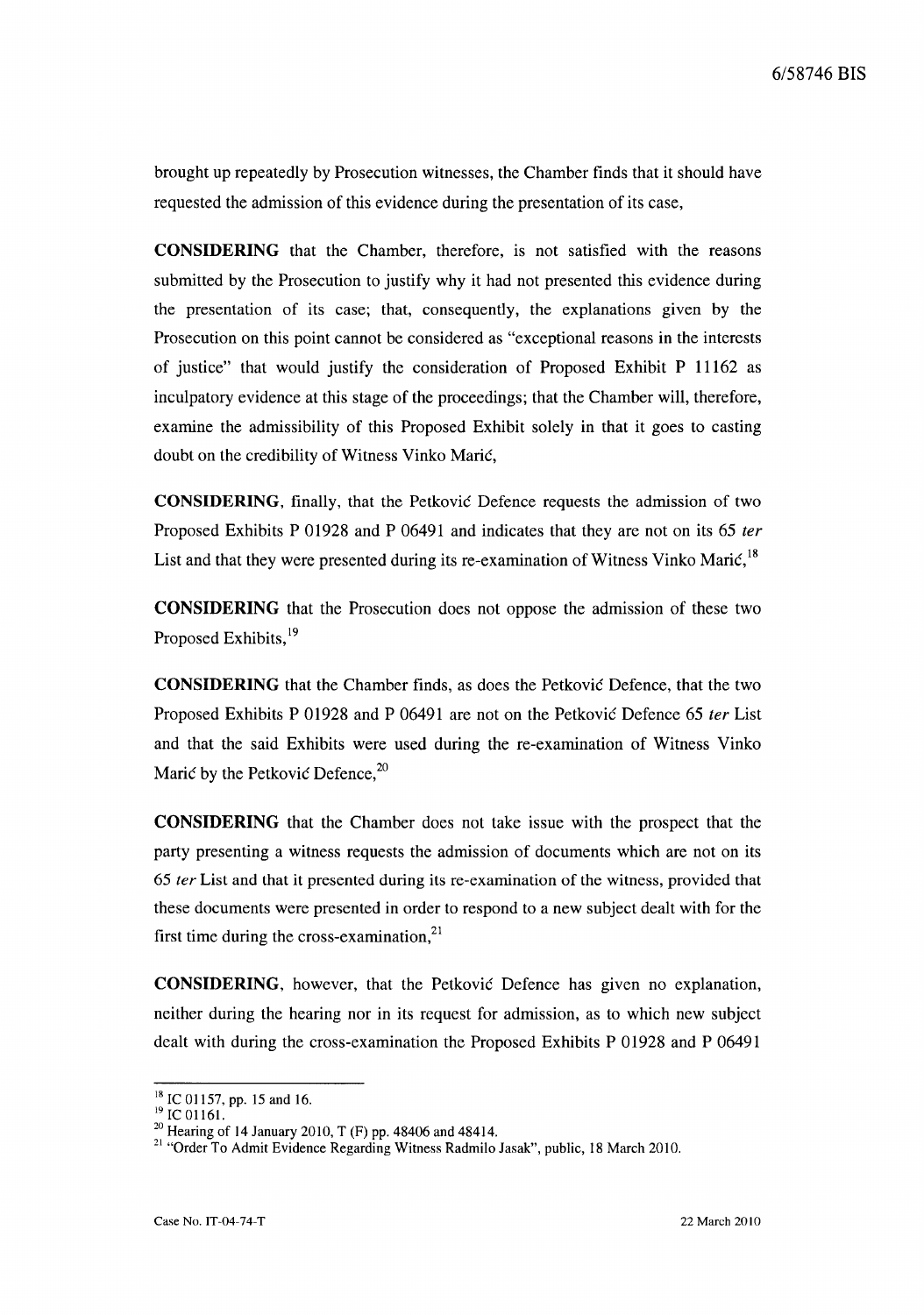brought up repeatedly by Prosecution witnesses, the Chamber finds that it should have requested the admission of this evidence during the presentation of its case,

**CONSIDERING** that the Chamber, therefore, is not satisfied with the reasons submitted by the Prosecution to justify why it had not presented this evidence during the presentation of its case; that, consequently, the explanations given by the Prosecution on this point cannot be considered as "exceptional reasons in the interests of justice" that would justify the consideration of Proposed Exhibit P 11162 as inculpatory evidence at this stage of the proceedings; that the Chamber will, therefore, examine the admissibility of this Proposed Exhibit solely in that it goes to casting doubt on the credibility of Witness Vinko Marić,

**CONSIDERING**, finally, that the Petković Defence requests the admission of two Proposed Exhibits P 01928 and P 06491 and indicates that they are not on its 65 *ter* List and that they were presented during its re-examination of Witness Vinko Marić,[18]

**CONSIDERING** that the Prosecution does not oppose the admission of these two Proposed Exhibits,[19]

**CONSIDERING** that the Chamber finds, as does the Petković Defence, that the two Proposed Exhibits P 01928 and P 06491 are not on the Petković Defence 65 *ter* List and that the said Exhibits were used during the re-examination of Witness Vinko Marić by the Petković Defence,[20]

**CONSIDERING** that the Chamber does not take issue with the prospect that the party presenting a witness requests the admission of documents which are not on its 65 *ter* List and that it presented during its re-examination of the witness, provided that these documents were presented in order to respond to a new subject dealt with for the first time during the cross-examination,[21]

**CONSIDERING**, however, that the Petković Defence has given no explanation, neither during the hearing nor in its request for admission, as to which new subject dealt with during the cross-examination the Proposed Exhibits P 01928 and P 06491

---

[18] IC 01157, pp. 15 and 16.

[19] IC 01161.

[20] Hearing of 14 January 2010, T (F) pp. 48406 and 48414.

[21] "Order To Admit Evidence Regarding Witness Radmilo Jasak", public, 18 March 2010.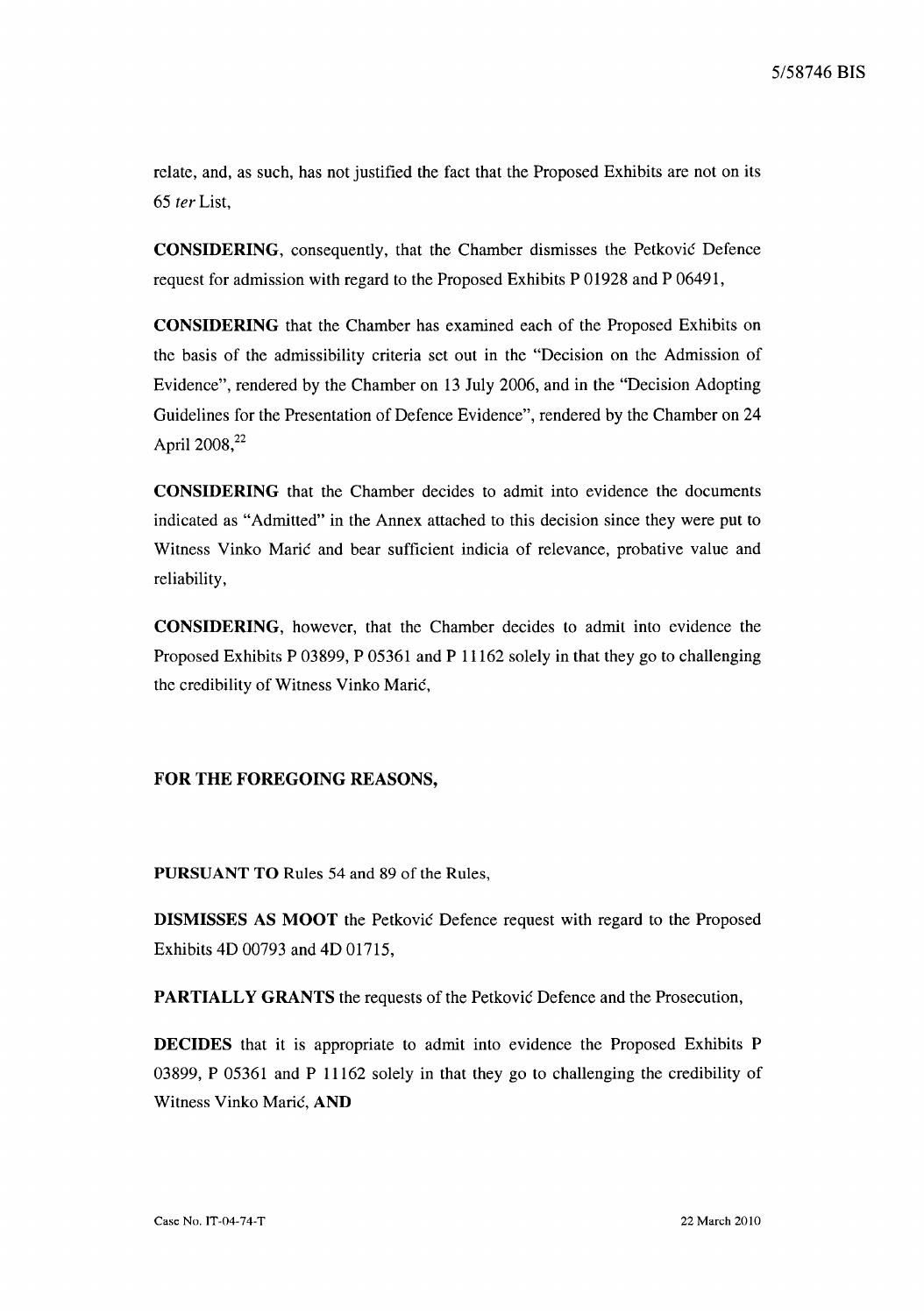relate, and, as such, has not justified the fact that the Proposed Exhibits are not on its 65 *ter* List,

**CONSIDERING**, consequently, that the Chamber dismisses the Petković Defence request for admission with regard to the Proposed Exhibits P 01928 and P 06491,

**CONSIDERING** that the Chamber has examined each of the Proposed Exhibits on the basis of the admissibility criteria set out in the "Decision on the Admission of Evidence", rendered by the Chamber on 13 July 2006, and in the "Decision Adopting Guidelines for the Presentation of Defence Evidence", rendered by the Chamber on 24 April 2008,[22]

**CONSIDERING** that the Chamber decides to admit into evidence the documents indicated as "Admitted" in the Annex attached to this decision since they were put to Witness Vinko Marić and bear sufficient indicia of relevance, probative value and reliability,

**CONSIDERING**, however, that the Chamber decides to admit into evidence the Proposed Exhibits P 03899, P 05361 and P 11162 solely in that they go to challenging the credibility of Witness Vinko Marić,

**FOR THE FOREGOING REASONS,**

**PURSUANT TO** Rules 54 and 89 of the Rules,

**DISMISSES AS MOOT** the Petković Defence request with regard to the Proposed Exhibits 4D 00793 and 4D 01715,

**PARTIALLY GRANTS** the requests of the Petković Defence and the Prosecution,

**DECIDES** that it is appropriate to admit into evidence the Proposed Exhibits P 03899, P 05361 and P 11162 solely in that they go to challenging the credibility of Witness Vinko Marić, **AND**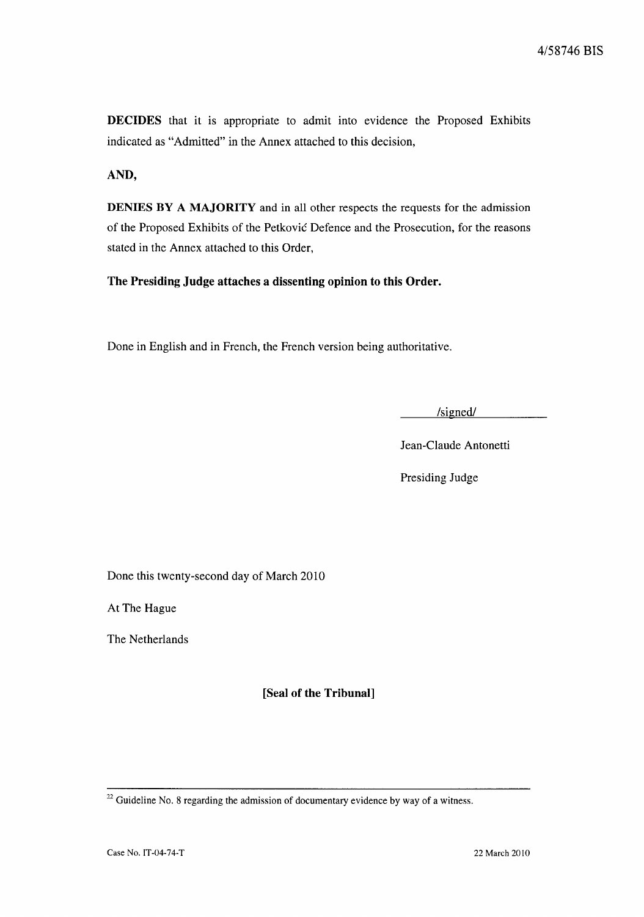**DECIDES** that it is appropriate to admit into evidence the Proposed Exhibits indicated as "Admitted" in the Annex attached to this decision,

**AND,**

**DENIES BY A MAJORITY** and in all other respects the requests for the admission of the Proposed Exhibits of the Petković Defence and the Prosecution, for the reasons stated in the Annex attached to this Order,

**The Presiding Judge attaches a dissenting opinion to this Order.**

Done in English and in French, the French version being authoritative.

/signed/

Jean-Claude Antonetti

Presiding Judge

Done this twenty-second day of March 2010

At The Hague

The Netherlands

**[Seal of the Tribunal]**

---

[22] Guideline No. 8 regarding the admission of documentary evidence by way of a witness.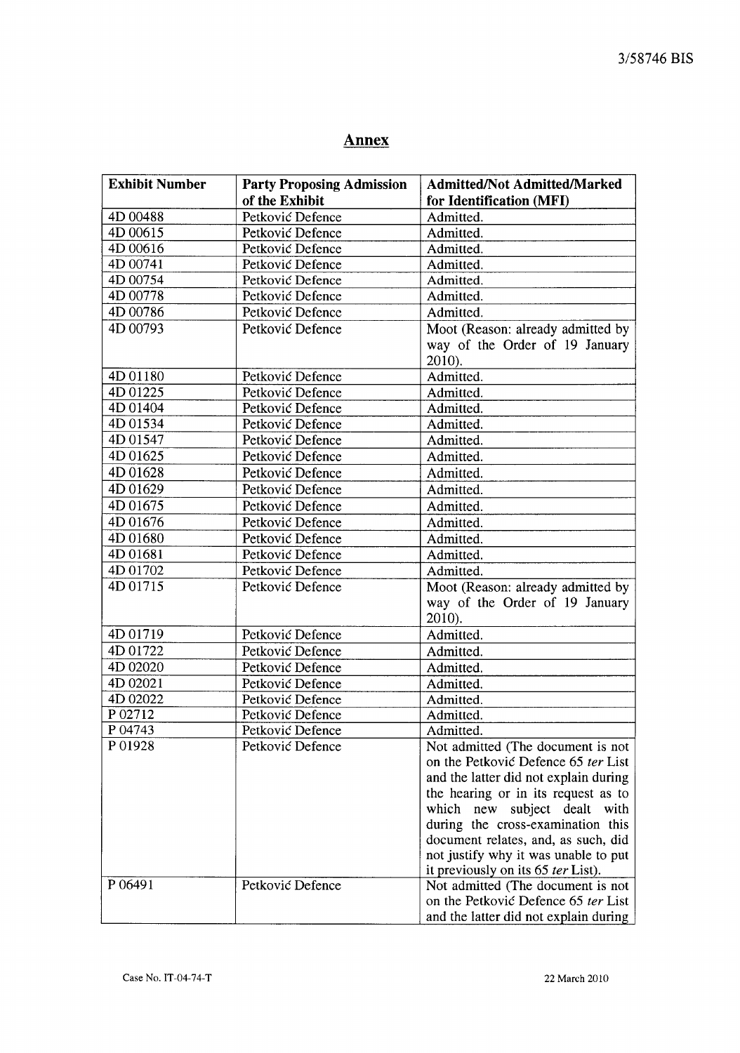## Annex

| Exhibit Number | Party Proposing Admission of the Exhibit | Admitted/Not Admitted/Marked for Identification (MFI) |
|---|---|---|
| 4D 00488 | Petković Defence | Admitted. |
| 4D 00615 | Petković Defence | Admitted. |
| 4D 00616 | Petković Defence | Admitted. |
| 4D 00741 | Petković Defence | Admitted. |
| 4D 00754 | Petković Defence | Admitted. |
| 4D 00778 | Petković Defence | Admitted. |
| 4D 00786 | Petković Defence | Admitted. |
| 4D 00793 | Petković Defence | Moot (Reason: already admitted by way of the Order of 19 January 2010). |
| 4D 01180 | Petković Defence | Admitted. |
| 4D 01225 | Petković Defence | Admitted. |
| 4D 01404 | Petković Defence | Admitted. |
| 4D 01534 | Petković Defence | Admitted. |
| 4D 01547 | Petković Defence | Admitted. |
| 4D 01625 | Petković Defence | Admitted. |
| 4D 01628 | Petković Defence | Admitted. |
| 4D 01629 | Petković Defence | Admitted. |
| 4D 01675 | Petković Defence | Admitted. |
| 4D 01676 | Petković Defence | Admitted. |
| 4D 01680 | Petković Defence | Admitted. |
| 4D 01681 | Petković Defence | Admitted. |
| 4D 01702 | Petković Defence | Admitted. |
| 4D 01715 | Petković Defence | Moot (Reason: already admitted by way of the Order of 19 January 2010). |
| 4D 01719 | Petković Defence | Admitted. |
| 4D 01722 | Petković Defence | Admitted. |
| 4D 02020 | Petković Defence | Admitted. |
| 4D 02021 | Petković Defence | Admitted. |
| 4D 02022 | Petković Defence | Admitted. |
| P 02712 | Petković Defence | Admitted. |
| P 04743 | Petković Defence | Admitted. |
| P 01928 | Petković Defence | Not admitted (The document is not on the Petković Defence 65 *ter* List and the latter did not explain during the hearing or in its request as to which new subject dealt with during the cross-examination this document relates, and, as such, did not justify why it was unable to put it previously on its 65 *ter* List). |
| P 06491 | Petković Defence | Not admitted (The document is not on the Petković Defence 65 *ter* List and the latter did not explain during |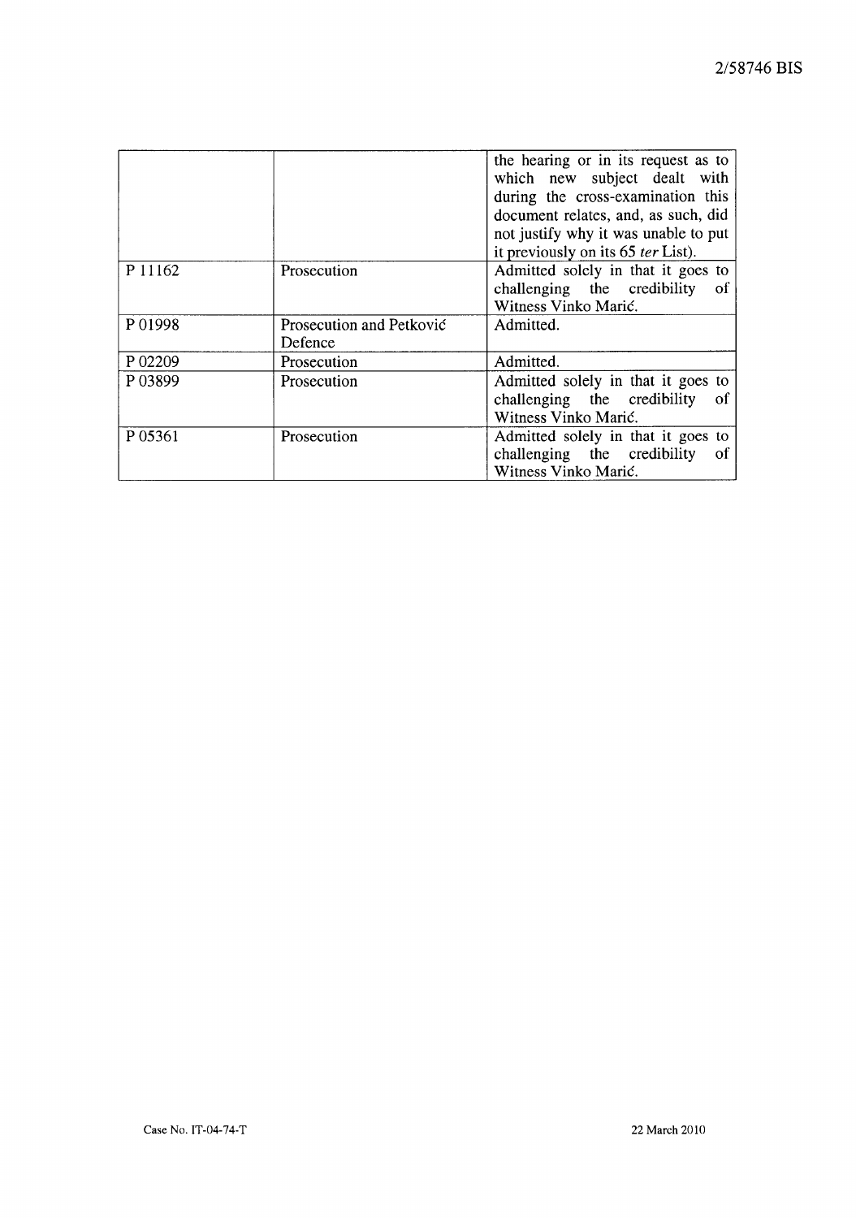| | | |
|---|---|---|
| | | the hearing or in its request as to which new subject dealt with during the cross-examination this document relates, and, as such, did not justify why it was unable to put it previously on its 65 *ter* List). |
| P 11162 | Prosecution | Admitted solely in that it goes to challenging the credibility of Witness Vinko Marić. |
| P 01998 | Prosecution and Petković Defence | Admitted. |
| P 02209 | Prosecution | Admitted. |
| P 03899 | Prosecution | Admitted solely in that it goes to challenging the credibility of Witness Vinko Marić. |
| P 05361 | Prosecution | Admitted solely in that it goes to challenging the credibility of Witness Vinko Marić. |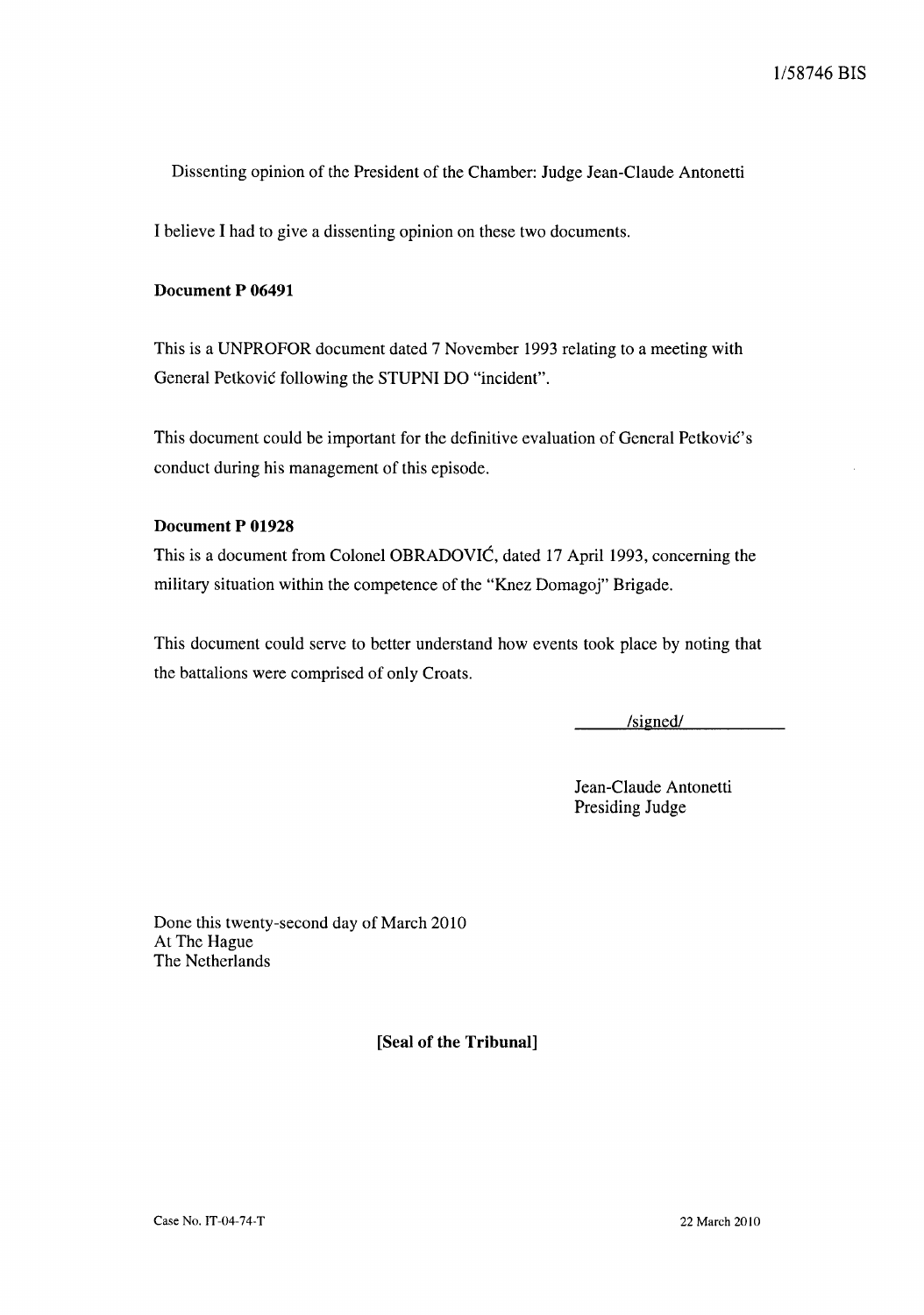1/58746 BIS

Dissenting opinion of the President of the Chamber: Judge Jean-Claude Antonetti

I believe I had to give a dissenting opinion on these two documents.

**Document P 06491**

This is a UNPROFOR document dated 7 November 1993 relating to a meeting with General Petković following the STUPNI DO "incident".

This document could be important for the definitive evaluation of General Petković's conduct during his management of this episode.

**Document P 01928**

This is a document from Colonel OBRADOVIĆ, dated 17 April 1993, concerning the military situation within the competence of the "Knez Domagoj" Brigade.

This document could serve to better understand how events took place by noting that the battalions were comprised of only Croats.

/signed/

Jean-Claude Antonetti
Presiding Judge

Done this twenty-second day of March 2010
At The Hague
The Netherlands

**[Seal of the Tribunal]**